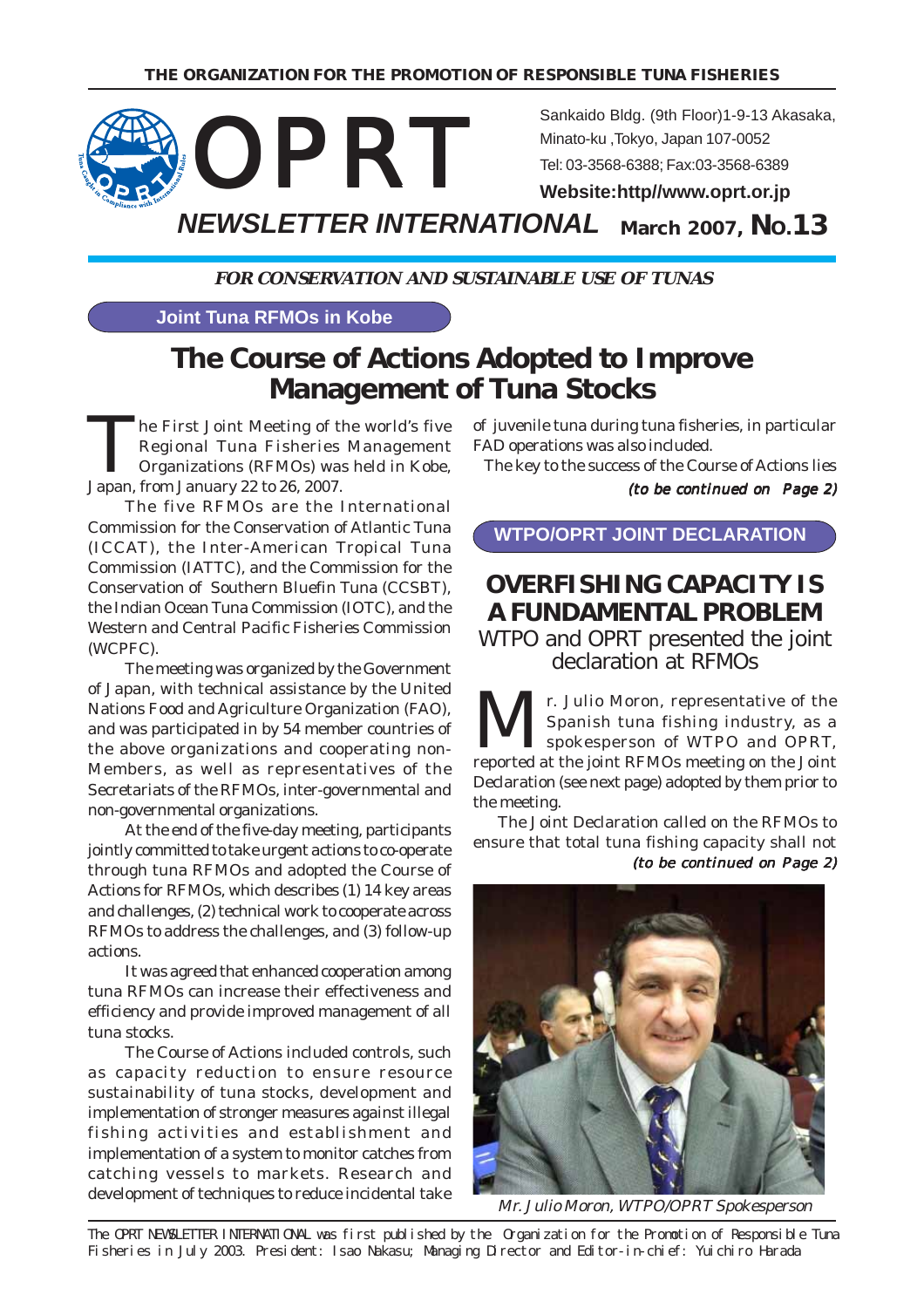**THE ORGANIZATION FOR THE PROMOTION OF RESPONSIBLE TUNA FISHERIES**

# OPRT

Sankaido Bldg. (9th Floor)1-9-13 Akasaka, Minato-ku ,Tokyo, Japan 107-0052
Tel: 03-3568-6388; Fax:03-3568-6389
**Website:http//www.oprt.or.jp**

## *NEWSLETTER INTERNATIONAL* March 2007, No.13

***FOR CONSERVATION AND SUSTAINABLE USE OF TUNAS***

**Joint Tuna RFMOs in Kobe**

# The Course of Actions Adopted to Improve Management of Tuna Stocks

The First Joint Meeting of the world's five Regional Tuna Fisheries Management Organizations (RFMOs) was held in Kobe, Japan, from January 22 to 26, 2007.

The five RFMOs are the International Commission for the Conservation of Atlantic Tuna (ICCAT), the Inter-American Tropical Tuna Commission (IATTC), and the Commission for the Conservation of Southern Bluefin Tuna (CCSBT), the Indian Ocean Tuna Commission (IOTC), and the Western and Central Pacific Fisheries Commission (WCPFC).

The meeting was organized by the Government of Japan, with technical assistance by the United Nations Food and Agriculture Organization (FAO), and was participated in by 54 member countries of the above organizations and cooperating non-Members, as well as representatives of the Secretariats of the RFMOs, inter-governmental and non-governmental organizations.

At the end of the five-day meeting, participants jointly committed to take urgent actions to co-operate through tuna RFMOs and adopted the Course of Actions for RFMOs, which describes (1) 14 key areas and challenges, (2) technical work to cooperate across RFMOs to address the challenges, and (3) follow-up actions.

It was agreed that enhanced cooperation among tuna RFMOs can increase their effectiveness and efficiency and provide improved management of all tuna stocks.

The Course of Actions included controls, such as capacity reduction to ensure resource sustainability of tuna stocks, development and implementation of stronger measures against illegal fishing activities and establishment and implementation of a system to monitor catches from catching vessels to markets. Research and development of techniques to reduce incidental take of juvenile tuna during tuna fisheries, in particular FAD operations was also included.

The key to the success of the Course of Actions lies

*(to be continued on Page 2)*

**WTPO/OPRT JOINT DECLARATION**

# OVERFISHING CAPACITY IS A FUNDAMENTAL PROBLEM

## WTPO and OPRT presented the joint declaration at RFMOs

Mr. Julio Moron, representative of the Spanish tuna fishing industry, as a spokesperson of WTPO and OPRT, reported at the joint RFMOs meeting on the Joint Declaration (see next page) adopted by them prior to the meeting.

The Joint Declaration called on the RFMOs to ensure that total tuna fishing capacity shall not

*(to be continued on Page 2)*

*Mr. Julio Moron, WTPO/OPRT Spokesperson*

The OPRT NEWSLETTER INTERNATIONAL was first published by the Organization for the Promotion of Responsible Tuna Fisheries in July 2003. President: Isao Nakasu; Managing Director and Editor-in-chief: Yuichiro Harada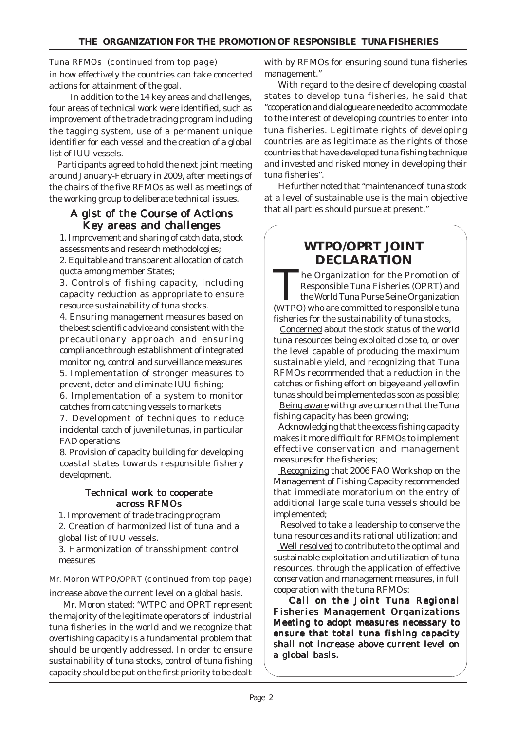Tuna RFMOs (continued from top page)

in how effectively the countries can take concerted actions for attainment of the goal.

In addition to the 14 key areas and challenges, four areas of technical work were identified, such as improvement of the trade tracing program including the tagging system, use of a permanent unique identifier for each vessel and the creation of a global list of IUU vessels.

Participants agreed to hold the next joint meeting around January-February in 2009, after meetings of the chairs of the five RFMOs as well as meetings of the working group to deliberate technical issues.

## A gist of the Course of Actions Key areas and challenges

1. Improvement and sharing of catch data, stock assessments and research methodologies;
2. Equitable and transparent allocation of catch quota among member States;
3. Controls of fishing capacity, including capacity reduction as appropriate to ensure resource sustainability of tuna stocks.
4. Ensuring management measures based on the best scientific advice and consistent with the precautionary approach and ensuring compliance through establishment of integrated monitoring, control and surveillance measures
5. Implementation of stronger measures to prevent, deter and eliminate IUU fishing;
6. Implementation of a system to monitor catches from catching vessels to markets
7. Development of techniques to reduce incidental catch of juvenile tunas, in particular FAD operations
8. Provision of capacity building for developing coastal states towards responsible fishery development.

### Technical work to cooperate across RFMOs

1. Improvement of trade tracing program
2. Creation of harmonized list of tuna and a global list of IUU vessels.
3. Harmonization of transshipment control measures

Mr. Moron WTPO/OPRT (continued from top page)

increase above the current level on a global basis.

Mr. Moron stated: "WTPO and OPRT represent the majority of the legitimate operators of industrial tuna fisheries in the world and we recognize that overfishing capacity is a fundamental problem that should be urgently addressed. In order to ensure sustainability of tuna stocks, control of tuna fishing capacity should be put on the first priority to be dealt with by RFMOs for ensuring sound tuna fisheries management."

With regard to the desire of developing coastal states to develop tuna fisheries, he said that "cooperation and dialogue are needed to accommodate to the interest of developing countries to enter into tuna fisheries. Legitimate rights of developing countries are as legitimate as the rights of those countries that have developed tuna fishing technique and invested and risked money in developing their tuna fisheries".

He further noted that "maintenance of tuna stock at a level of sustainable use is the main objective that all parties should pursue at present."

## WTPO/OPRT JOINT DECLARATION

The Organization for the Promotion of Responsible Tuna Fisheries (OPRT) and the World Tuna Purse Seine Organization (WTPO) who are committed to responsible tuna fisheries for the sustainability of tuna stocks,

Concerned about the stock status of the world tuna resources being exploited close to, or over the level capable of producing the maximum sustainable yield, and recognizing that Tuna RFMOs recommended that a reduction in the catches or fishing effort on bigeye and yellowfin tunas should be implemented as soon as possible;

Being aware with grave concern that the Tuna fishing capacity has been growing;

Acknowledging that the excess fishing capacity makes it more difficult for RFMOs to implement effective conservation and management measures for the fisheries;

Recognizing that 2006 FAO Workshop on the Management of Fishing Capacity recommended that immediate moratorium on the entry of additional large scale tuna vessels should be implemented;

Resolved to take a leadership to conserve the tuna resources and its rational utilization; and

Well resolved to contribute to the optimal and sustainable exploitation and utilization of tuna resources, through the application of effective conservation and management measures, in full cooperation with the tuna RFMOs:

**Call on the Joint Tuna Regional Fisheries Management Organizations Meeting to adopt measures necessary to ensure that total tuna fishing capacity shall not increase above current level on a global basis.**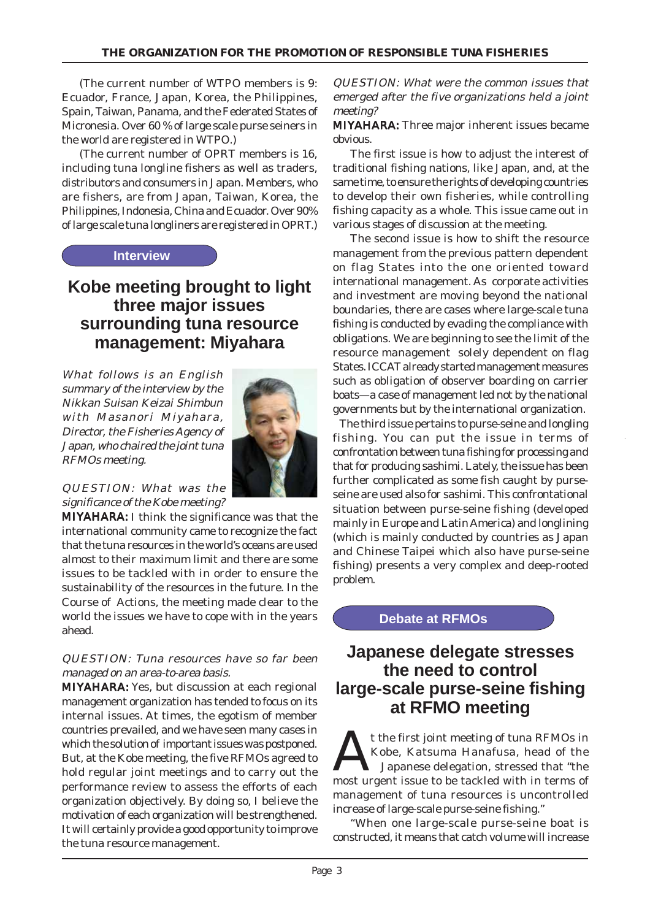(The current number of WTPO members is 9: Ecuador, France, Japan, Korea, the Philippines, Spain, Taiwan, Panama, and the Federated States of Micronesia. Over 60 % of large scale purse seiners in the world are registered in WTPO.)

(The current number of OPRT members is 16, including tuna longline fishers as well as traders, distributors and consumers in Japan. Members, who are fishers, are from Japan, Taiwan, Korea, the Philippines, Indonesia, China and Ecuador. Over 90% of large scale tuna longliners are registered in OPRT.)

**Interview**

## Kobe meeting brought to light three major issues surrounding tuna resource management: Miyahara

*What follows is an English summary of the interview by the Nikkan Suisan Keizai Shimbun with Masanori Miyahara, Director, the Fisheries Agency of Japan, who chaired the joint tuna RFMOs meeting.*

*QUESTION: What was the significance of the Kobe meeting?*

**MIYAHARA:** I think the significance was that the international community came to recognize the fact that the tuna resources in the world's oceans are used almost to their maximum limit and there are some issues to be tackled with in order to ensure the sustainability of the resources in the future. In the Course of Actions, the meeting made clear to the world the issues we have to cope with in the years ahead.

*QUESTION: Tuna resources have so far been managed on an area-to-area basis.*

**MIYAHARA:** Yes, but discussion at each regional management organization has tended to focus on its internal issues. At times, the egotism of member countries prevailed, and we have seen many cases in which the solution of important issues was postponed. But, at the Kobe meeting, the five RFMOs agreed to hold regular joint meetings and to carry out the performance review to assess the efforts of each organization objectively. By doing so, I believe the motivation of each organization will be strengthened. It will certainly provide a good opportunity to improve the tuna resource management.

*QUESTION: What were the common issues that emerged after the five organizations held a joint meeting?*

**MIYAHARA:** Three major inherent issues became obvious.

The first issue is how to adjust the interest of traditional fishing nations, like Japan, and, at the same time, to ensure the rights of developing countries to develop their own fisheries, while controlling fishing capacity as a whole. This issue came out in various stages of discussion at the meeting.

The second issue is how to shift the resource management from the previous pattern dependent on flag States into the one oriented toward international management. As corporate activities and investment are moving beyond the national boundaries, there are cases where large-scale tuna fishing is conducted by evading the compliance with obligations. We are beginning to see the limit of the resource management solely dependent on flag States. ICCAT already started management measures such as obligation of observer boarding on carrier boats—a case of management led not by the national governments but by the international organization.

The third issue pertains to purse-seine and longling fishing. You can put the issue in terms of confrontation between tuna fishing for processing and that for producing sashimi. Lately, the issue has been further complicated as some fish caught by purse-seine are used also for sashimi. This confrontational situation between purse-seine fishing (developed mainly in Europe and Latin America) and longlining (which is mainly conducted by countries as Japan and Chinese Taipei which also have purse-seine fishing) presents a very complex and deep-rooted problem.

**Debate at RFMOs**

## Japanese delegate stresses the need to control large-scale purse-seine fishing at RFMO meeting

At the first joint meeting of tuna RFMOs in Kobe, Katsuma Hanafusa, head of the Japanese delegation, stressed that "the most urgent issue to be tackled with in terms of management of tuna resources is uncontrolled increase of large-scale purse-seine fishing."

"When one large-scale purse-seine boat is constructed, it means that catch volume will increase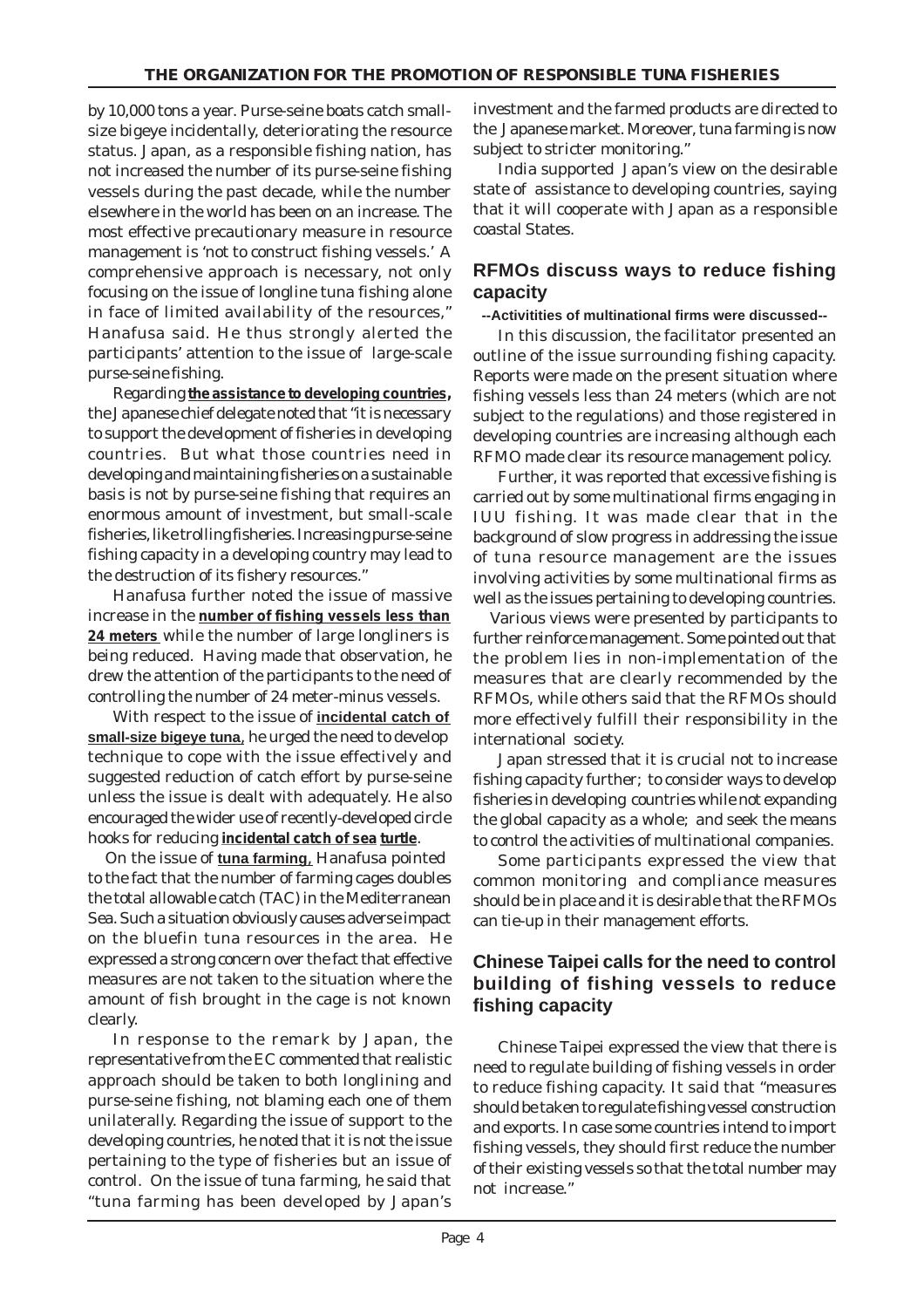by 10,000 tons a year. Purse-seine boats catch small-size bigeye incidentally, deteriorating the resource status. Japan, as a responsible fishing nation, has not increased the number of its purse-seine fishing vessels during the past decade, while the number elsewhere in the world has been on an increase. The most effective precautionary measure in resource management is 'not to construct fishing vessels.' A comprehensive approach is necessary, not only focusing on the issue of longline tuna fishing alone in face of limited availability of the resources," Hanafusa said. He thus strongly alerted the participants' attention to the issue of large-scale purse-seine fishing.

Regarding **the assistance to developing countries,** the Japanese chief delegate noted that "it is necessary to support the development of fisheries in developing countries. But what those countries need in developing and maintaining fisheries on a sustainable basis is not by purse-seine fishing that requires an enormous amount of investment, but small-scale fisheries, like trolling fisheries. Increasing purse-seine fishing capacity in a developing country may lead to the destruction of its fishery resources."

Hanafusa further noted the issue of massive increase in the **number of fishing vessels less than 24 meters** while the number of large longliners is being reduced. Having made that observation, he drew the attention of the participants to the need of controlling the number of 24 meter-minus vessels.

With respect to the issue of **incidental catch of small-size bigeye tuna**, he urged the need to develop technique to cope with the issue effectively and suggested reduction of catch effort by purse-seine unless the issue is dealt with adequately. He also encouraged the wider use of recently-developed circle hooks for reducing **incidental catch of sea turtle**.

On the issue of **tuna farming**, Hanafusa pointed to the fact that the number of farming cages doubles the total allowable catch (TAC) in the Mediterranean Sea. Such a situation obviously causes adverse impact on the bluefin tuna resources in the area. He expressed a strong concern over the fact that effective measures are not taken to the situation where the amount of fish brought in the cage is not known clearly.

In response to the remark by Japan, the representative from the EC commented that realistic approach should be taken to both longlining and purse-seine fishing, not blaming each one of them unilaterally. Regarding the issue of support to the developing countries, he noted that it is not the issue pertaining to the type of fisheries but an issue of control. On the issue of tuna farming, he said that "tuna farming has been developed by Japan's investment and the farmed products are directed to the Japanese market. Moreover, tuna farming is now subject to stricter monitoring."

India supported Japan's view on the desirable state of assistance to developing countries, saying that it will cooperate with Japan as a responsible coastal States.

## RFMOs discuss ways to reduce fishing capacity

**--Activitities of multinational firms were discussed--**

In this discussion, the facilitator presented an outline of the issue surrounding fishing capacity. Reports were made on the present situation where fishing vessels less than 24 meters (which are not subject to the regulations) and those registered in developing countries are increasing although each RFMO made clear its resource management policy.

Further, it was reported that excessive fishing is carried out by some multinational firms engaging in IUU fishing. It was made clear that in the background of slow progress in addressing the issue of tuna resource management are the issues involving activities by some multinational firms as well as the issues pertaining to developing countries.

Various views were presented by participants to further reinforce management. Some pointed out that the problem lies in non-implementation of the measures that are clearly recommended by the RFMOs, while others said that the RFMOs should more effectively fulfill their responsibility in the international society.

Japan stressed that it is crucial not to increase fishing capacity further; to consider ways to develop fisheries in developing countries while not expanding the global capacity as a whole; and seek the means to control the activities of multinational companies.

Some participants expressed the view that common monitoring and compliance measures should be in place and it is desirable that the RFMOs can tie-up in their management efforts.

## Chinese Taipei calls for the need to control building of fishing vessels to reduce fishing capacity

Chinese Taipei expressed the view that there is need to regulate building of fishing vessels in order to reduce fishing capacity. It said that "measures should be taken to regulate fishing vessel construction and exports. In case some countries intend to import fishing vessels, they should first reduce the number of their existing vessels so that the total number may not increase."